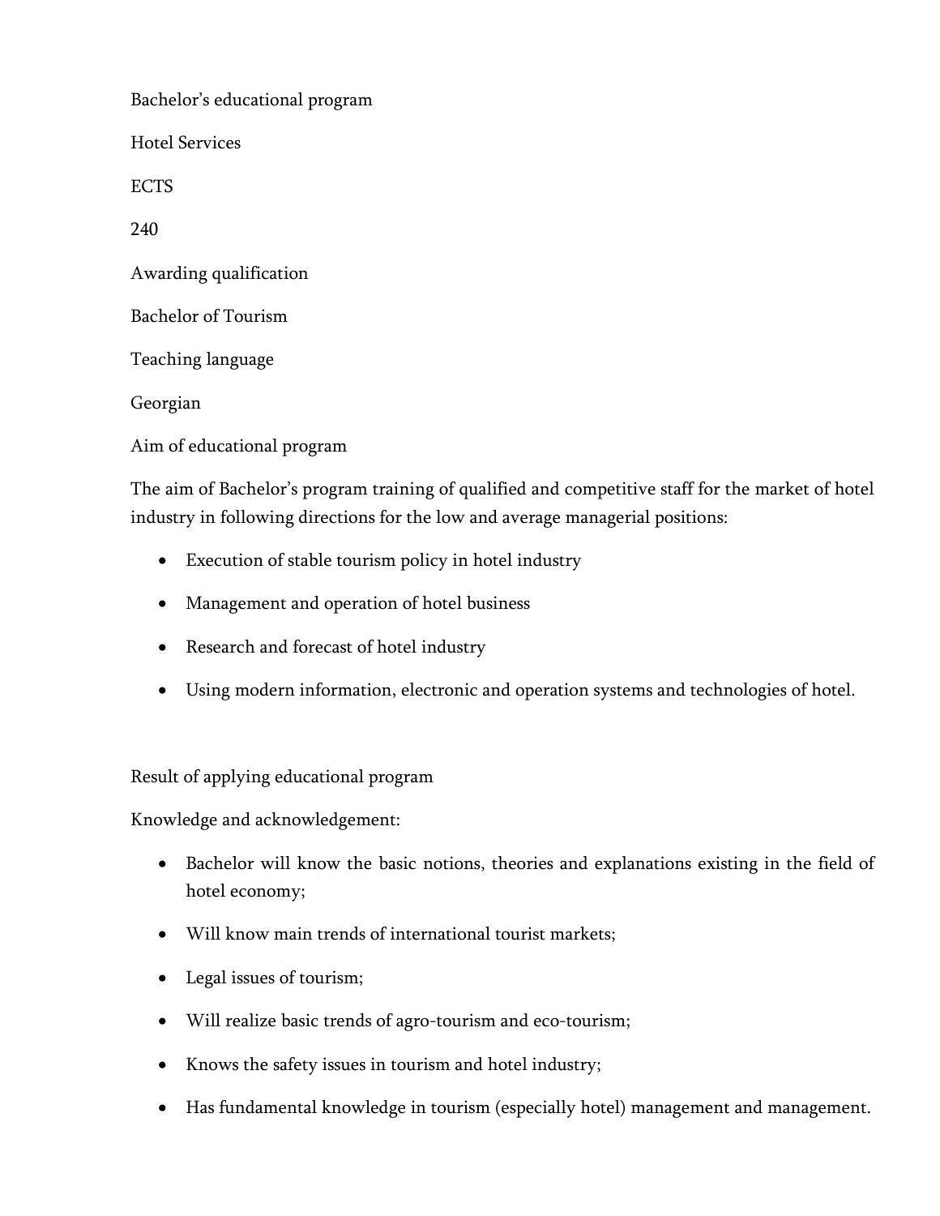Bachelor’s educational program

Hotel Services

ECTS

240

Awarding qualification

Bachelor of Tourism

Teaching language

Georgian

Aim of educational program

The aim of Bachelor’s program training of qualified and competitive staff for the market of hotel industry in following directions for the low and average managerial positions:

- Execution of stable tourism policy in hotel industry
- Management and operation of hotel business
- Research and forecast of hotel industry
- Using modern information, electronic and operation systems and technologies of hotel.

Result of applying educational program

Knowledge and acknowledgement:

- Bachelor will know the basic notions, theories and explanations existing in the field of hotel economy;
- Will know main trends of international tourist markets;
- Legal issues of tourism;
- Will realize basic trends of agro-tourism and eco-tourism;
- Knows the safety issues in tourism and hotel industry;
- Has fundamental knowledge in tourism (especially hotel) management and management.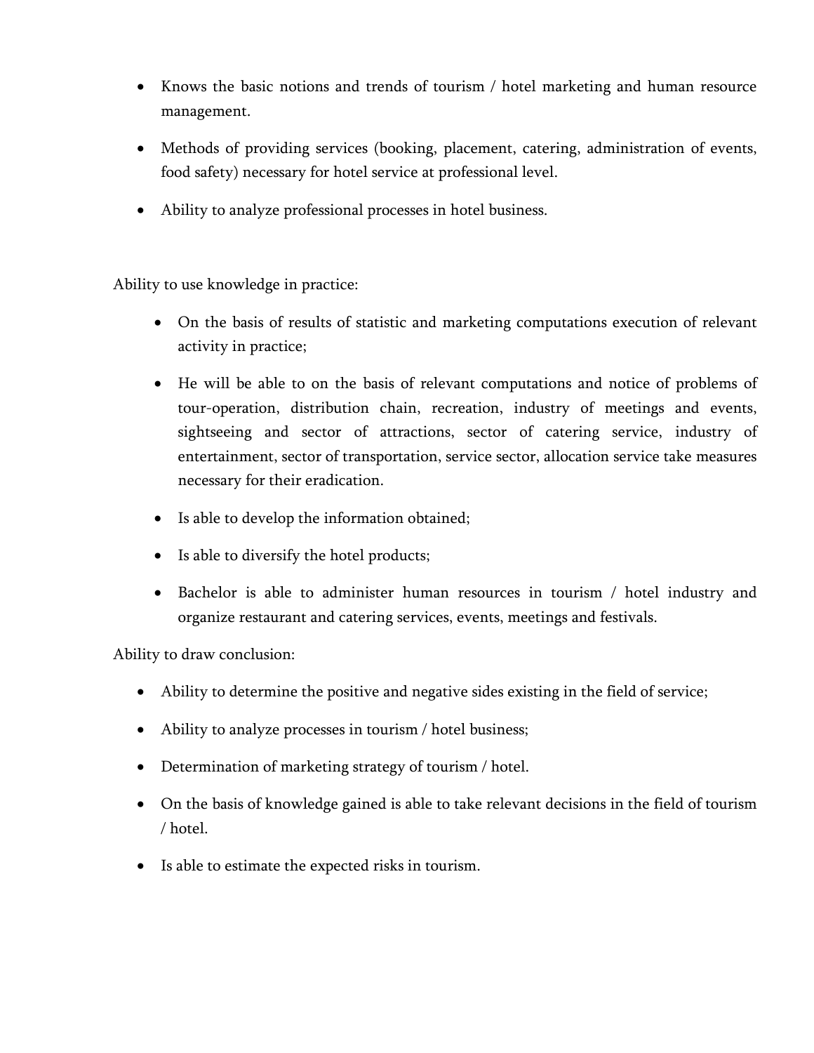- Knows the basic notions and trends of tourism / hotel marketing and human resource management.
- Methods of providing services (booking, placement, catering, administration of events, food safety) necessary for hotel service at professional level.
- Ability to analyze professional processes in hotel business.

Ability to use knowledge in practice:

- On the basis of results of statistic and marketing computations execution of relevant activity in practice;
- He will be able to on the basis of relevant computations and notice of problems of tour-operation, distribution chain, recreation, industry of meetings and events, sightseeing and sector of attractions, sector of catering service, industry of entertainment, sector of transportation, service sector, allocation service take measures necessary for their eradication.
- Is able to develop the information obtained;
- Is able to diversify the hotel products;
- Bachelor is able to administer human resources in tourism / hotel industry and organize restaurant and catering services, events, meetings and festivals.

Ability to draw conclusion:

- Ability to determine the positive and negative sides existing in the field of service;
- Ability to analyze processes in tourism / hotel business;
- Determination of marketing strategy of tourism / hotel.
- On the basis of knowledge gained is able to take relevant decisions in the field of tourism / hotel.
- Is able to estimate the expected risks in tourism.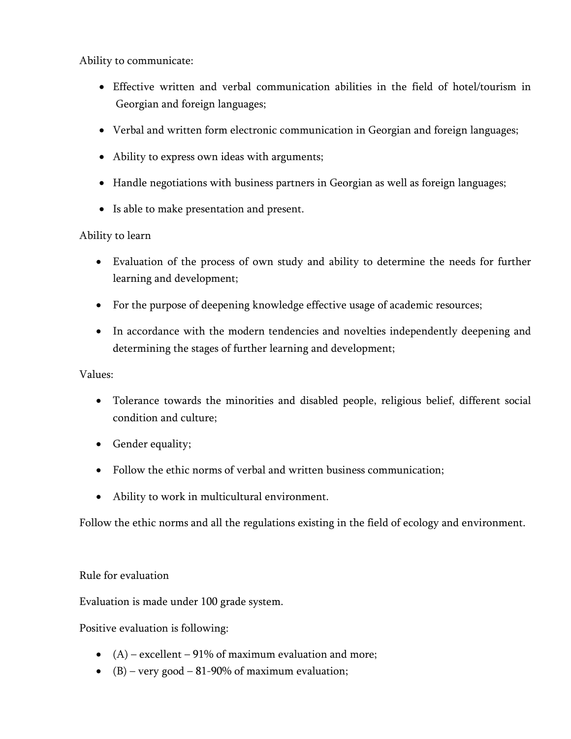Ability to communicate:

- Effective written and verbal communication abilities in the field of hotel/tourism in Georgian and foreign languages;
- Verbal and written form electronic communication in Georgian and foreign languages;
- Ability to express own ideas with arguments;
- Handle negotiations with business partners in Georgian as well as foreign languages;
- Is able to make presentation and present.

Ability to learn

- Evaluation of the process of own study and ability to determine the needs for further learning and development;
- For the purpose of deepening knowledge effective usage of academic resources;
- In accordance with the modern tendencies and novelties independently deepening and determining the stages of further learning and development;

Values:

- Tolerance towards the minorities and disabled people, religious belief, different social condition and culture;
- Gender equality;
- Follow the ethic norms of verbal and written business communication;
- Ability to work in multicultural environment.

Follow the ethic norms and all the regulations existing in the field of ecology and environment.

Rule for evaluation

Evaluation is made under 100 grade system.

Positive evaluation is following:

- (A) – excellent – 91% of maximum evaluation and more;
- (B) – very good – 81-90% of maximum evaluation;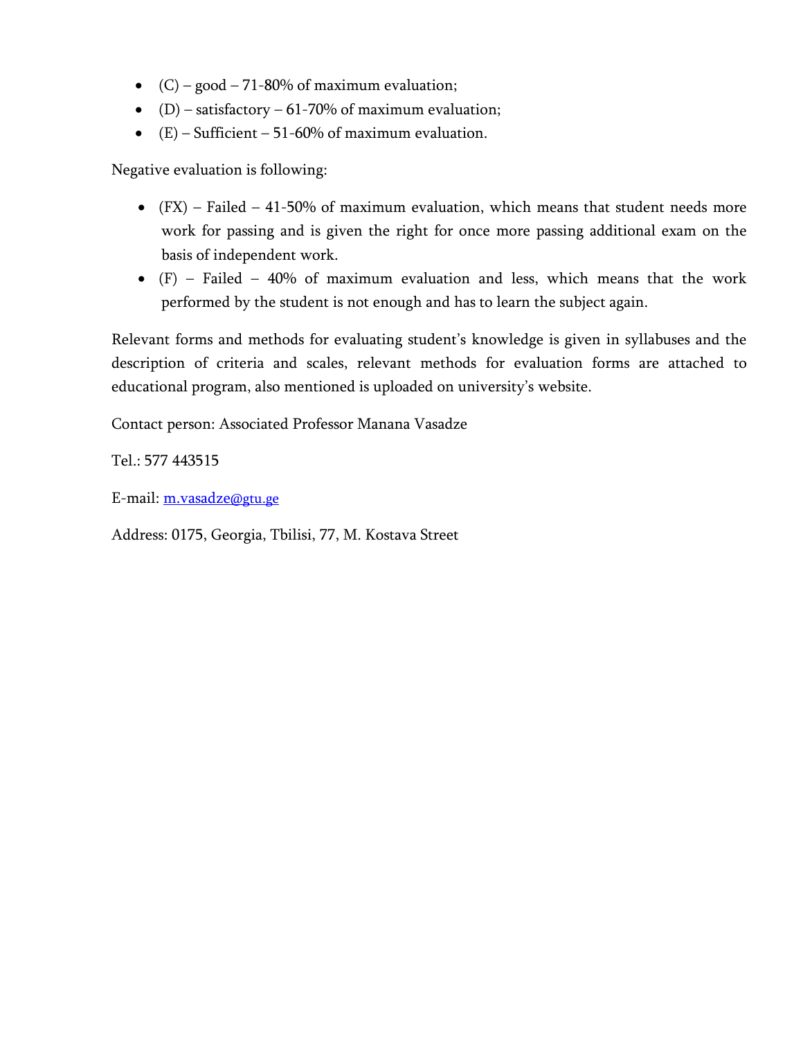- (C) – good – 71-80% of maximum evaluation;
- (D) – satisfactory – 61-70% of maximum evaluation;
- (E) – Sufficient – 51-60% of maximum evaluation.

Negative evaluation is following:

- (FX) – Failed – 41-50% of maximum evaluation, which means that student needs more work for passing and is given the right for once more passing additional exam on the basis of independent work.
- (F) – Failed – 40% of maximum evaluation and less, which means that the work performed by the student is not enough and has to learn the subject again.

Relevant forms and methods for evaluating student's knowledge is given in syllabuses and the description of criteria and scales, relevant methods for evaluation forms are attached to educational program, also mentioned is uploaded on university's website.

Contact person: Associated Professor Manana Vasadze

Tel.: 577 443515

E-mail: [m.vasadze@gtu.ge](mailto:m.vasadze@gtu.ge)

Address: 0175, Georgia, Tbilisi, 77, M. Kostava Street